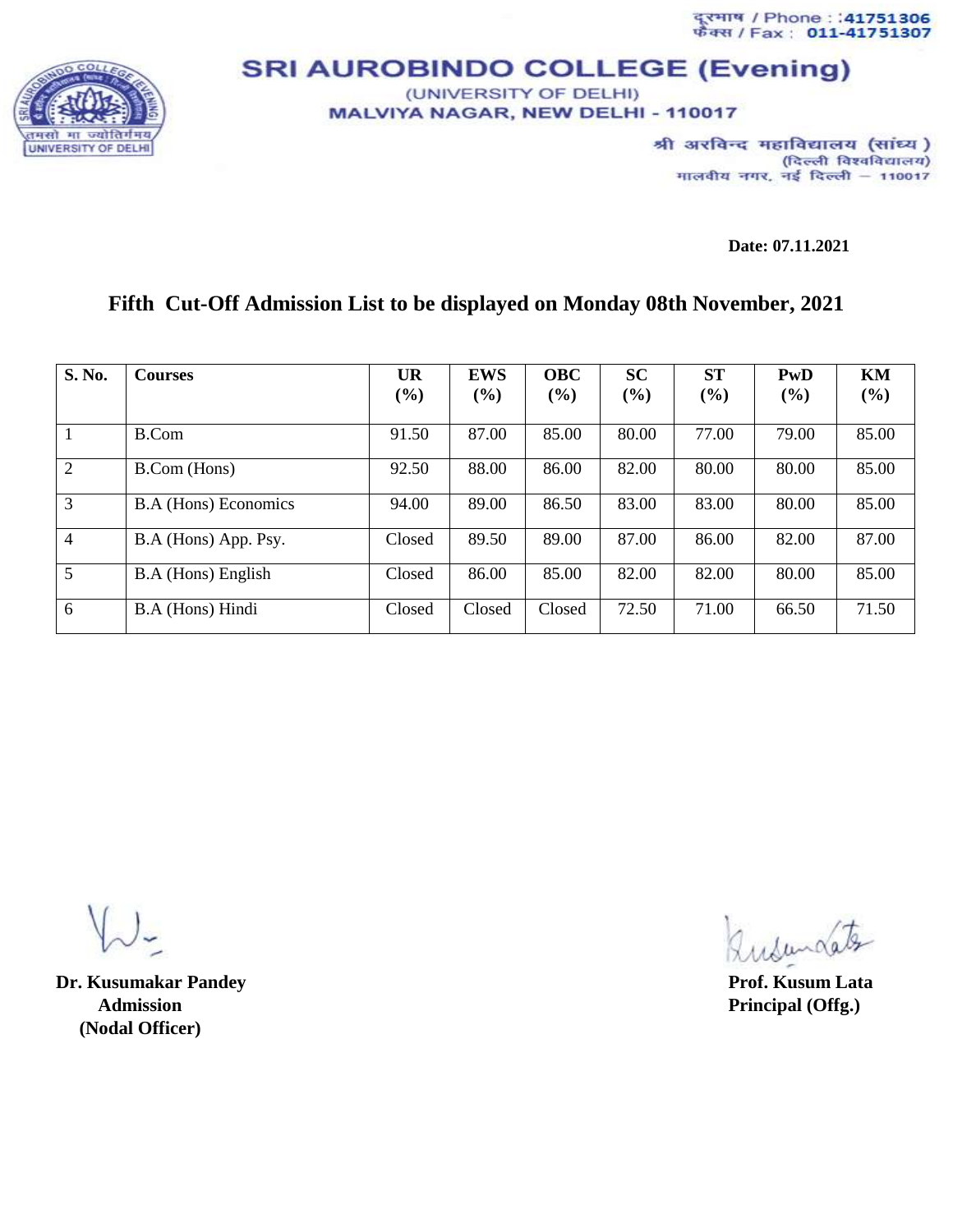दूरभाष / Phone : 41751306
फैक्स / Fax : 011-41751307

# SRI AUROBINDO COLLEGE (Evening)

(UNIVERSITY OF DELHI)
MALVIYA NAGAR, NEW DELHI - 110017

श्री अरविन्द महाविद्यालय (सांध्य)
(दिल्ली विश्वविद्यालय)
मालवीय नगर, नई दिल्ली – 110017

**Date: 07.11.2021**

## Fifth Cut-Off Admission List to be displayed on Monday 08th November, 2021

| S. No. | Courses | UR (%) | EWS (%) | OBC (%) | SC (%) | ST (%) | PwD (%) | KM (%) |
|---|---|---|---|---|---|---|---|---|
| 1 | B.Com | 91.50 | 87.00 | 85.00 | 80.00 | 77.00 | 79.00 | 85.00 |
| 2 | B.Com (Hons) | 92.50 | 88.00 | 86.00 | 82.00 | 80.00 | 80.00 | 85.00 |
| 3 | B.A (Hons) Economics | 94.00 | 89.00 | 86.50 | 83.00 | 83.00 | 80.00 | 85.00 |
| 4 | B.A (Hons) App. Psy. | Closed | 89.50 | 89.00 | 87.00 | 86.00 | 82.00 | 87.00 |
| 5 | B.A (Hons) English | Closed | 86.00 | 85.00 | 82.00 | 82.00 | 80.00 | 85.00 |
| 6 | B.A (Hons) Hindi | Closed | Closed | Closed | 72.50 | 71.00 | 66.50 | 71.50 |

**Dr. Kusumakar Pandey**
**Admission**
**(Nodal Officer)**

**Prof. Kusum Lata**
**Principal (Offg.)**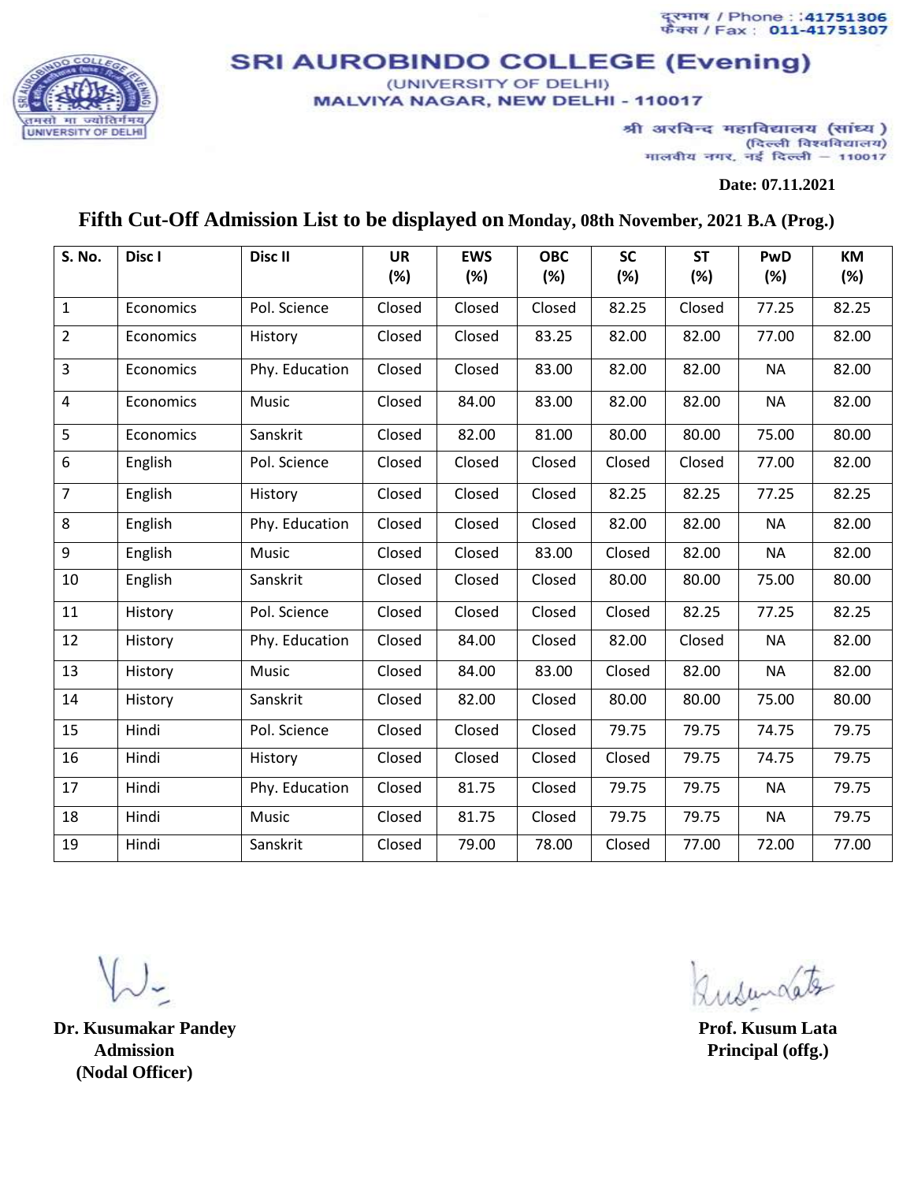दूरभाष / Phone : 41751306
फैक्स / Fax : 011-41751307

# SRI AUROBINDO COLLEGE (Evening)

(UNIVERSITY OF DELHI)
MALVIYA NAGAR, NEW DELHI - 110017

श्री अरविन्द महाविद्यालय (सांध्य)
(दिल्ली विश्वविद्यालय)
मालवीय नगर, नई दिल्ली – 110017

**Date: 07.11.2021**

## Fifth Cut-Off Admission List to be displayed on Monday, 08th November, 2021 B.A (Prog.)

| S. No. | Disc I | Disc II | UR (%) | EWS (%) | OBC (%) | SC (%) | ST (%) | PwD (%) | KM (%) |
|---|---|---|---|---|---|---|---|---|---|
| 1 | Economics | Pol. Science | Closed | Closed | Closed | 82.25 | Closed | 77.25 | 82.25 |
| 2 | Economics | History | Closed | Closed | 83.25 | 82.00 | 82.00 | 77.00 | 82.00 |
| 3 | Economics | Phy. Education | Closed | Closed | 83.00 | 82.00 | 82.00 | NA | 82.00 |
| 4 | Economics | Music | Closed | 84.00 | 83.00 | 82.00 | 82.00 | NA | 82.00 |
| 5 | Economics | Sanskrit | Closed | 82.00 | 81.00 | 80.00 | 80.00 | 75.00 | 80.00 |
| 6 | English | Pol. Science | Closed | Closed | Closed | Closed | Closed | 77.00 | 82.00 |
| 7 | English | History | Closed | Closed | Closed | 82.25 | 82.25 | 77.25 | 82.25 |
| 8 | English | Phy. Education | Closed | Closed | Closed | 82.00 | 82.00 | NA | 82.00 |
| 9 | English | Music | Closed | Closed | 83.00 | Closed | 82.00 | NA | 82.00 |
| 10 | English | Sanskrit | Closed | Closed | Closed | 80.00 | 80.00 | 75.00 | 80.00 |
| 11 | History | Pol. Science | Closed | Closed | Closed | Closed | 82.25 | 77.25 | 82.25 |
| 12 | History | Phy. Education | Closed | 84.00 | Closed | 82.00 | Closed | NA | 82.00 |
| 13 | History | Music | Closed | 84.00 | 83.00 | Closed | 82.00 | NA | 82.00 |
| 14 | History | Sanskrit | Closed | 82.00 | Closed | 80.00 | 80.00 | 75.00 | 80.00 |
| 15 | Hindi | Pol. Science | Closed | Closed | Closed | 79.75 | 79.75 | 74.75 | 79.75 |
| 16 | Hindi | History | Closed | Closed | Closed | Closed | 79.75 | 74.75 | 79.75 |
| 17 | Hindi | Phy. Education | Closed | 81.75 | Closed | 79.75 | 79.75 | NA | 79.75 |
| 18 | Hindi | Music | Closed | 81.75 | Closed | 79.75 | 79.75 | NA | 79.75 |
| 19 | Hindi | Sanskrit | Closed | 79.00 | 78.00 | Closed | 77.00 | 72.00 | 77.00 |

**Dr. Kusumakar Pandey**
**Admission**
**(Nodal Officer)**

**Prof. Kusum Lata**
**Principal (offg.)**